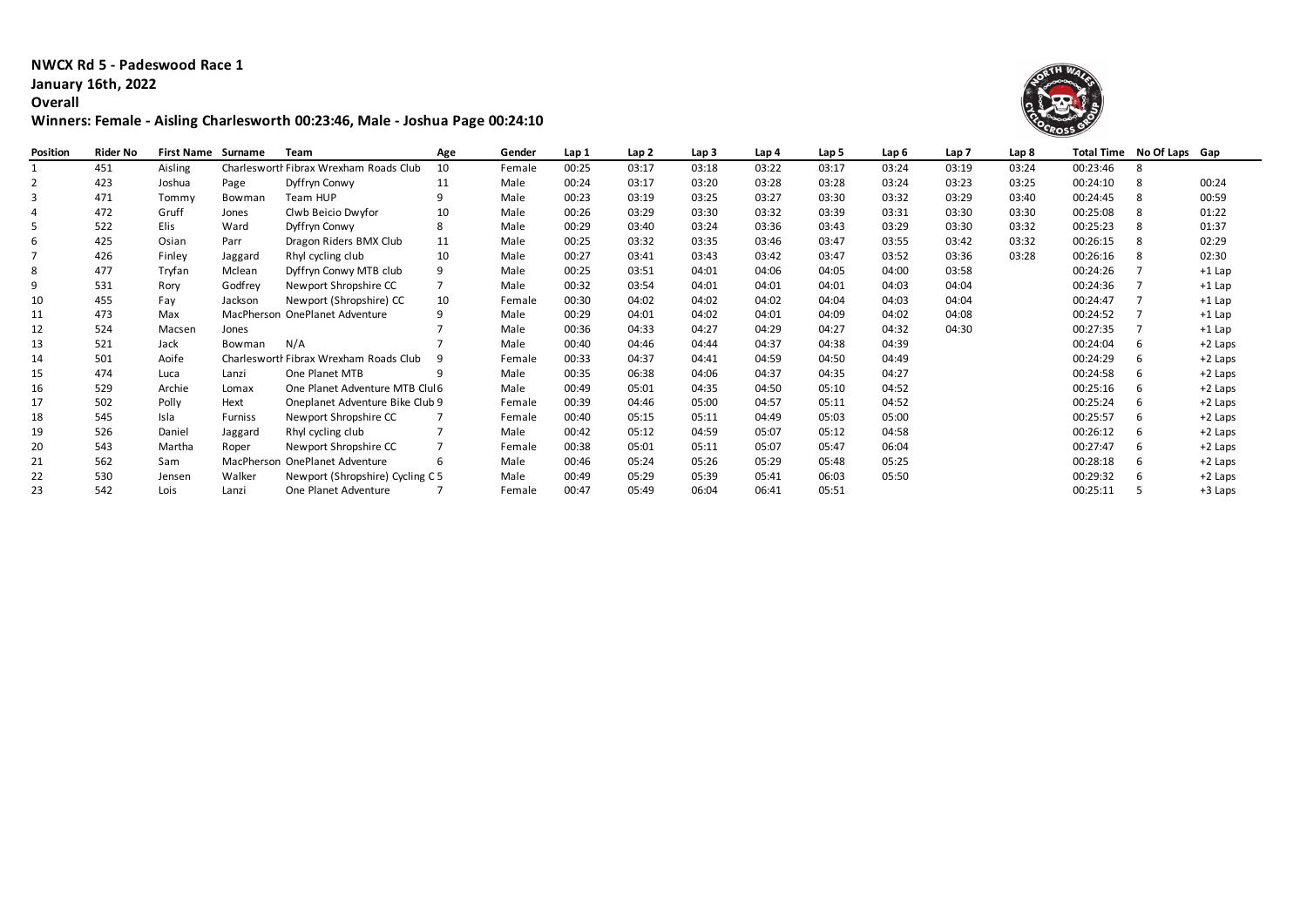# NWCX Rd 5 - Padeswood Race 1

**January 16th, 2022**

**Overall**

**Winners: Female - Aisling Charlesworth 00:23:46, Male - Joshua Page 00:24:10**

| Position | Rider No | First Name | Surname | Team | Age | Gender | Lap 1 | Lap 2 | Lap 3 | Lap 4 | Lap 5 | Lap 6 | Lap 7 | Lap 8 | Total Time | No Of Laps | Gap |
|---|---|---|---|---|---|---|---|---|---|---|---|---|---|---|---|---|---|
| 1 | 451 | Aisling | Charlesworth | Fibrax Wrexham Roads Club | 10 | Female | 00:25 | 03:17 | 03:18 | 03:22 | 03:17 | 03:24 | 03:19 | 03:24 | 00:23:46 | 8 | |
| 2 | 423 | Joshua | Page | Dyffryn Conwy | 11 | Male | 00:24 | 03:17 | 03:20 | 03:28 | 03:28 | 03:24 | 03:23 | 03:25 | 00:24:10 | 8 | 00:24 |
| 3 | 471 | Tommy | Bowman | Team HUP | 9 | Male | 00:23 | 03:19 | 03:25 | 03:27 | 03:30 | 03:32 | 03:29 | 03:40 | 00:24:45 | 8 | 00:59 |
| 4 | 472 | Gruff | Jones | Clwb Beicio Dwyfor | 10 | Male | 00:26 | 03:29 | 03:30 | 03:32 | 03:39 | 03:31 | 03:30 | 03:30 | 00:25:08 | 8 | 01:22 |
| 5 | 522 | Elis | Ward | Dyffryn Conwy | 8 | Male | 00:29 | 03:40 | 03:24 | 03:36 | 03:43 | 03:29 | 03:30 | 03:32 | 00:25:23 | 8 | 01:37 |
| 6 | 425 | Osian | Parr | Dragon Riders BMX Club | 11 | Male | 00:25 | 03:32 | 03:35 | 03:46 | 03:47 | 03:55 | 03:42 | 03:32 | 00:26:15 | 8 | 02:29 |
| 7 | 426 | Finley | Jaggard | Rhyl cycling club | 10 | Male | 00:27 | 03:41 | 03:43 | 03:42 | 03:47 | 03:52 | 03:36 | 03:28 | 00:26:16 | 8 | 02:30 |
| 8 | 477 | Tryfan | Mclean | Dyffryn Conwy MTB club | 9 | Male | 00:25 | 03:51 | 04:01 | 04:06 | 04:05 | 04:00 | 03:58 | | 00:24:26 | 7 | +1 Lap |
| 9 | 531 | Rory | Godfrey | Newport Shropshire CC | 7 | Male | 00:32 | 03:54 | 04:01 | 04:01 | 04:01 | 04:03 | 04:04 | | 00:24:36 | 7 | +1 Lap |
| 10 | 455 | Fay | Jackson | Newport (Shropshire) CC | 10 | Female | 00:30 | 04:02 | 04:02 | 04:02 | 04:04 | 04:03 | 04:04 | | 00:24:47 | 7 | +1 Lap |
| 11 | 473 | Max | MacPherson | OnePlanet Adventure | 9 | Male | 00:29 | 04:01 | 04:02 | 04:01 | 04:09 | 04:02 | 04:08 | | 00:24:52 | 7 | +1 Lap |
| 12 | 524 | Macsen | Jones | | 7 | Male | 00:36 | 04:33 | 04:27 | 04:29 | 04:27 | 04:32 | 04:30 | | 00:27:35 | 7 | +1 Lap |
| 13 | 521 | Jack | Bowman | N/A | 7 | Male | 00:40 | 04:46 | 04:44 | 04:37 | 04:38 | 04:39 | | | 00:24:04 | 6 | +2 Laps |
| 14 | 501 | Aoife | Charlesworth | Fibrax Wrexham Roads Club | 9 | Female | 00:33 | 04:37 | 04:41 | 04:59 | 04:50 | 04:49 | | | 00:24:29 | 6 | +2 Laps |
| 15 | 474 | Luca | Lanzi | One Planet MTB | 9 | Male | 00:35 | 06:38 | 04:06 | 04:37 | 04:35 | 04:27 | | | 00:24:58 | 6 | +2 Laps |
| 16 | 529 | Archie | Lomax | One Planet Adventure MTB Clul | 6 | Male | 00:49 | 05:01 | 04:35 | 04:50 | 05:10 | 04:52 | | | 00:25:16 | 6 | +2 Laps |
| 17 | 502 | Polly | Hext | Oneplanet Adventure Bike Club | 9 | Female | 00:39 | 04:46 | 05:00 | 04:57 | 05:11 | 04:52 | | | 00:25:24 | 6 | +2 Laps |
| 18 | 545 | Isla | Furniss | Newport Shropshire CC | 7 | Female | 00:40 | 05:15 | 05:11 | 04:49 | 05:03 | 05:00 | | | 00:25:57 | 6 | +2 Laps |
| 19 | 526 | Daniel | Jaggard | Rhyl cycling club | 7 | Male | 00:42 | 05:12 | 04:59 | 05:07 | 05:12 | 04:58 | | | 00:26:12 | 6 | +2 Laps |
| 20 | 543 | Martha | Roper | Newport Shropshire CC | 7 | Female | 00:38 | 05:01 | 05:11 | 05:07 | 05:47 | 06:04 | | | 00:27:47 | 6 | +2 Laps |
| 21 | 562 | Sam | MacPherson | OnePlanet Adventure | 6 | Male | 00:46 | 05:24 | 05:26 | 05:29 | 05:48 | 05:25 | | | 00:28:18 | 6 | +2 Laps |
| 22 | 530 | Jensen | Walker | Newport (Shropshire) Cycling C | 5 | Male | 00:49 | 05:29 | 05:39 | 05:41 | 06:03 | 05:50 | | | 00:29:32 | 6 | +2 Laps |
| 23 | 542 | Lois | Lanzi | One Planet Adventure | 7 | Female | 00:47 | 05:49 | 06:04 | 06:41 | 05:51 | | | | 00:25:11 | 5 | +3 Laps |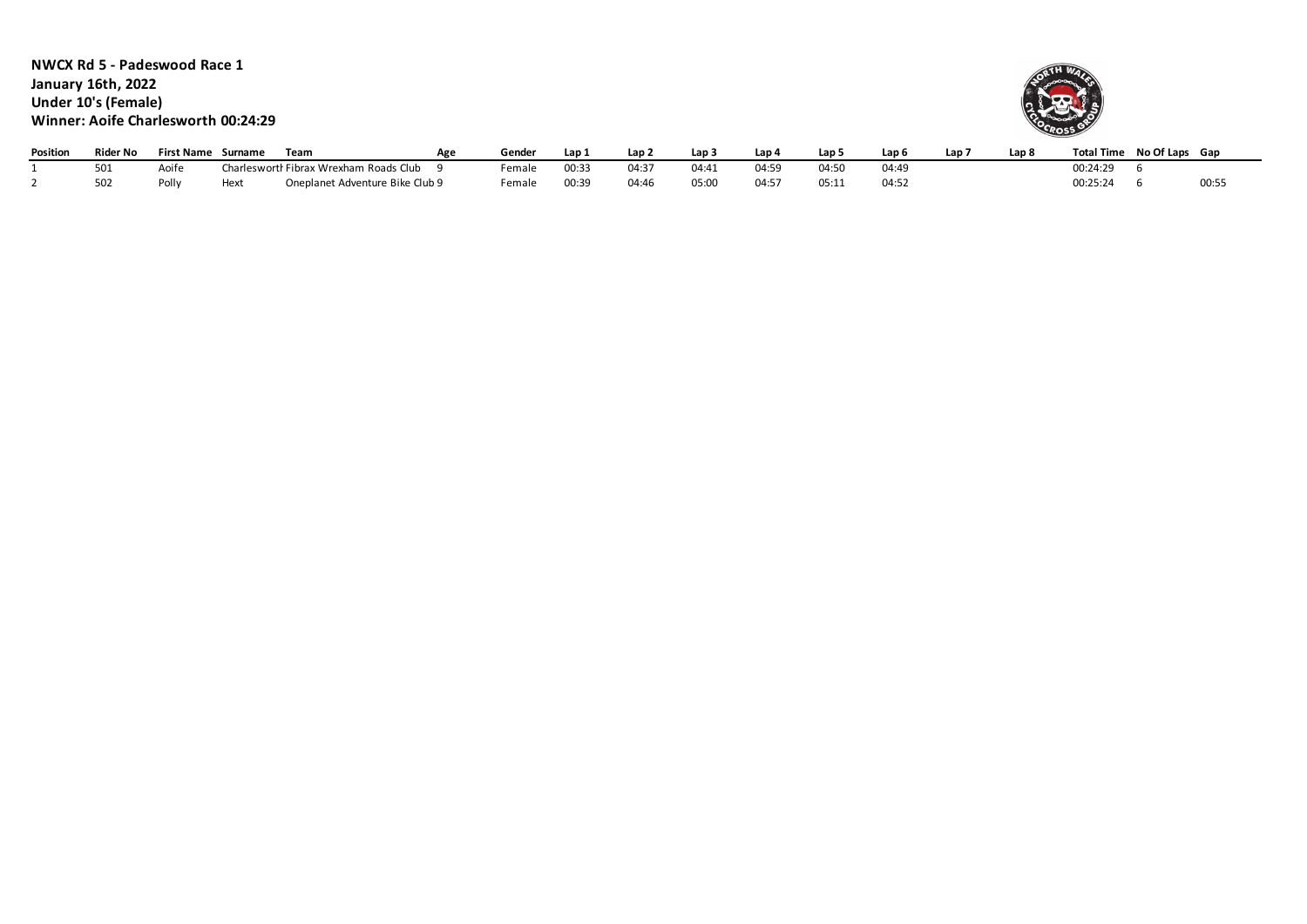**NWCX Rd 5 - Padeswood Race 1**
**January 16th, 2022**
**Under 10's (Female)**
**Winner: Aoife Charlesworth 00:24:29**

| Position | Rider No | First Name | Surname | Team | Age | Gender | Lap 1 | Lap 2 | Lap 3 | Lap 4 | Lap 5 | Lap 6 | Lap 7 | Lap 8 | Total Time | No Of Laps | Gap |
|---|---|---|---|---|---|---|---|---|---|---|---|---|---|---|---|---|---|
| 1 | 501 | Aoife | Charlesworth | Fibrax Wrexham Roads Club | 9 | Female | 00:33 | 04:37 | 04:41 | 04:59 | 04:50 | 04:49 | | | 00:24:29 | 6 | |
| 2 | 502 | Polly | Hext | Oneplanet Adventure Bike Club | 9 | Female | 00:39 | 04:46 | 05:00 | 04:57 | 05:11 | 04:52 | | | 00:25:24 | 6 | 00:55 |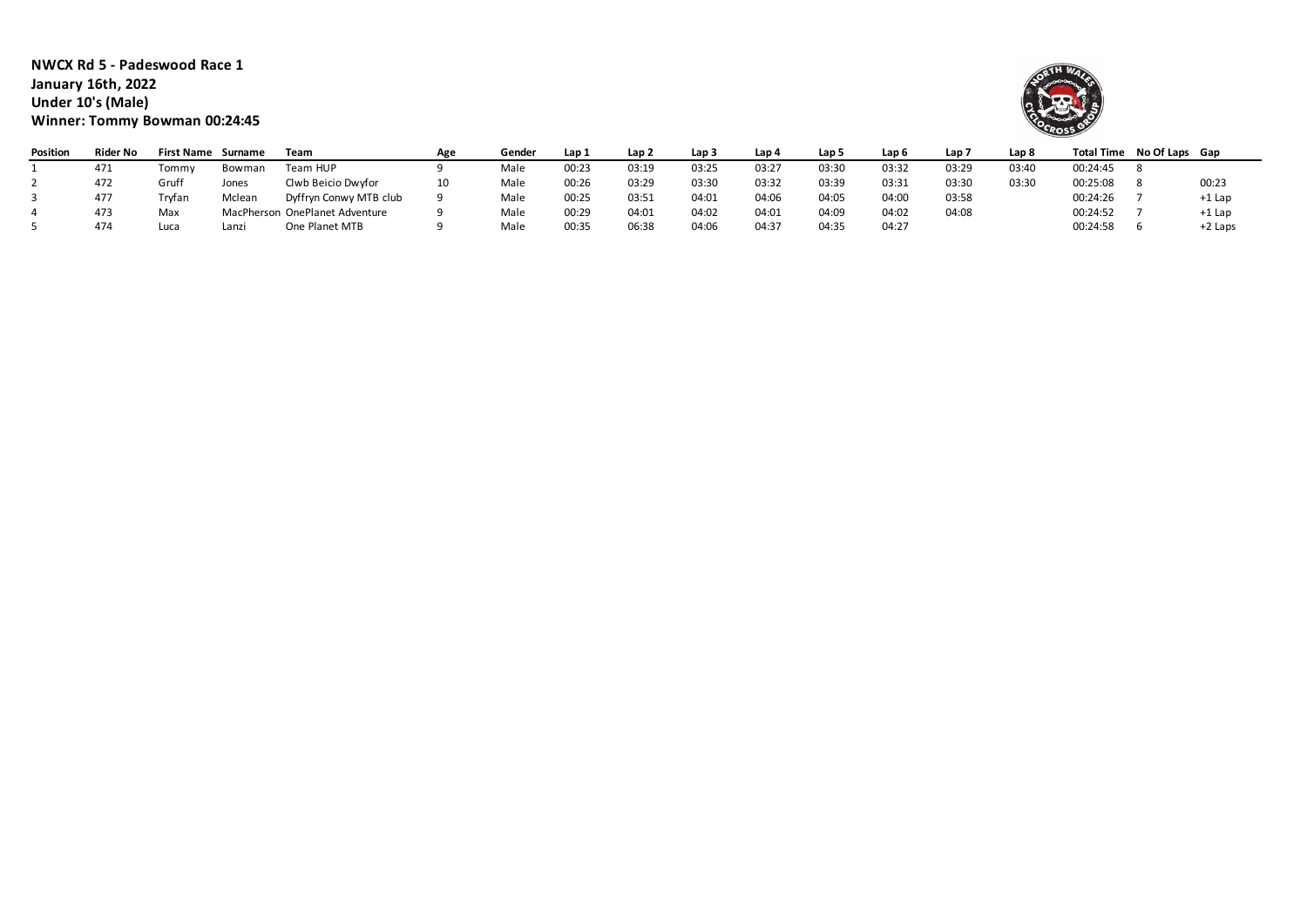**NWCX Rd 5 - Padeswood Race 1**
**January 16th, 2022**
**Under 10's (Male)**
**Winner: Tommy Bowman 00:24:45**

| Position | Rider No | First Name | Surname | Team | Age | Gender | Lap 1 | Lap 2 | Lap 3 | Lap 4 | Lap 5 | Lap 6 | Lap 7 | Lap 8 | Total Time | No Of Laps | Gap |
|---|---|---|---|---|---|---|---|---|---|---|---|---|---|---|---|---|---|
| 1 | 471 | Tommy | Bowman | Team HUP | 9 | Male | 00:23 | 03:19 | 03:25 | 03:27 | 03:30 | 03:32 | 03:29 | 03:40 | 00:24:45 | 8 | |
| 2 | 472 | Gruff | Jones | Clwb Beicio Dwyfor | 10 | Male | 00:26 | 03:29 | 03:30 | 03:32 | 03:39 | 03:31 | 03:30 | 03:30 | 00:25:08 | 8 | 00:23 |
| 3 | 477 | Tryfan | Mclean | Dyffryn Conwy MTB club | 9 | Male | 00:25 | 03:51 | 04:01 | 04:06 | 04:05 | 04:00 | 03:58 | | 00:24:26 | 7 | +1 Lap |
| 4 | 473 | Max | MacPherson | OnePlanet Adventure | 9 | Male | 00:29 | 04:01 | 04:02 | 04:01 | 04:09 | 04:02 | 04:08 | | 00:24:52 | 7 | +1 Lap |
| 5 | 474 | Luca | Lanzi | One Planet MTB | 9 | Male | 00:35 | 06:38 | 04:06 | 04:37 | 04:35 | 04:27 | | | 00:24:58 | 6 | +2 Laps |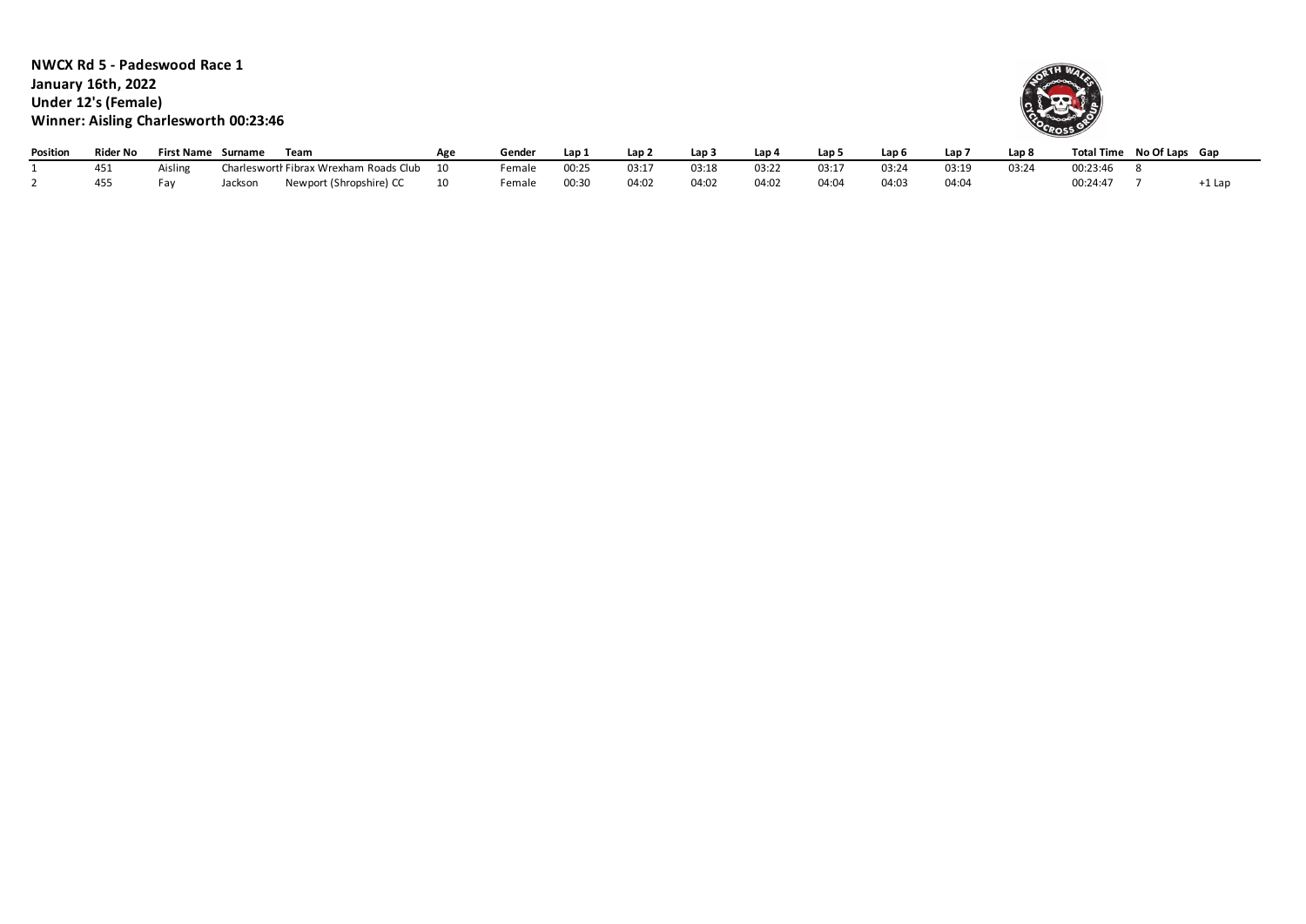**NWCX Rd 5 - Padeswood Race 1**
**January 16th, 2022**
**Under 12's (Female)**
**Winner: Aisling Charlesworth 00:23:46**

| Position | Rider No | First Name | Surname | Team | Age | Gender | Lap 1 | Lap 2 | Lap 3 | Lap 4 | Lap 5 | Lap 6 | Lap 7 | Lap 8 | Total Time | No Of Laps | Gap |
|---|---|---|---|---|---|---|---|---|---|---|---|---|---|---|---|---|---|
| 1 | 451 | Aisling | Charlesworth | Fibrax Wrexham Roads Club | 10 | Female | 00:25 | 03:17 | 03:18 | 03:22 | 03:17 | 03:24 | 03:19 | 03:24 | 00:23:46 | 8 | |
| 2 | 455 | Fay | Jackson | Newport (Shropshire) CC | 10 | Female | 00:30 | 04:02 | 04:02 | 04:02 | 04:04 | 04:03 | 04:04 | | 00:24:47 | 7 | +1 Lap |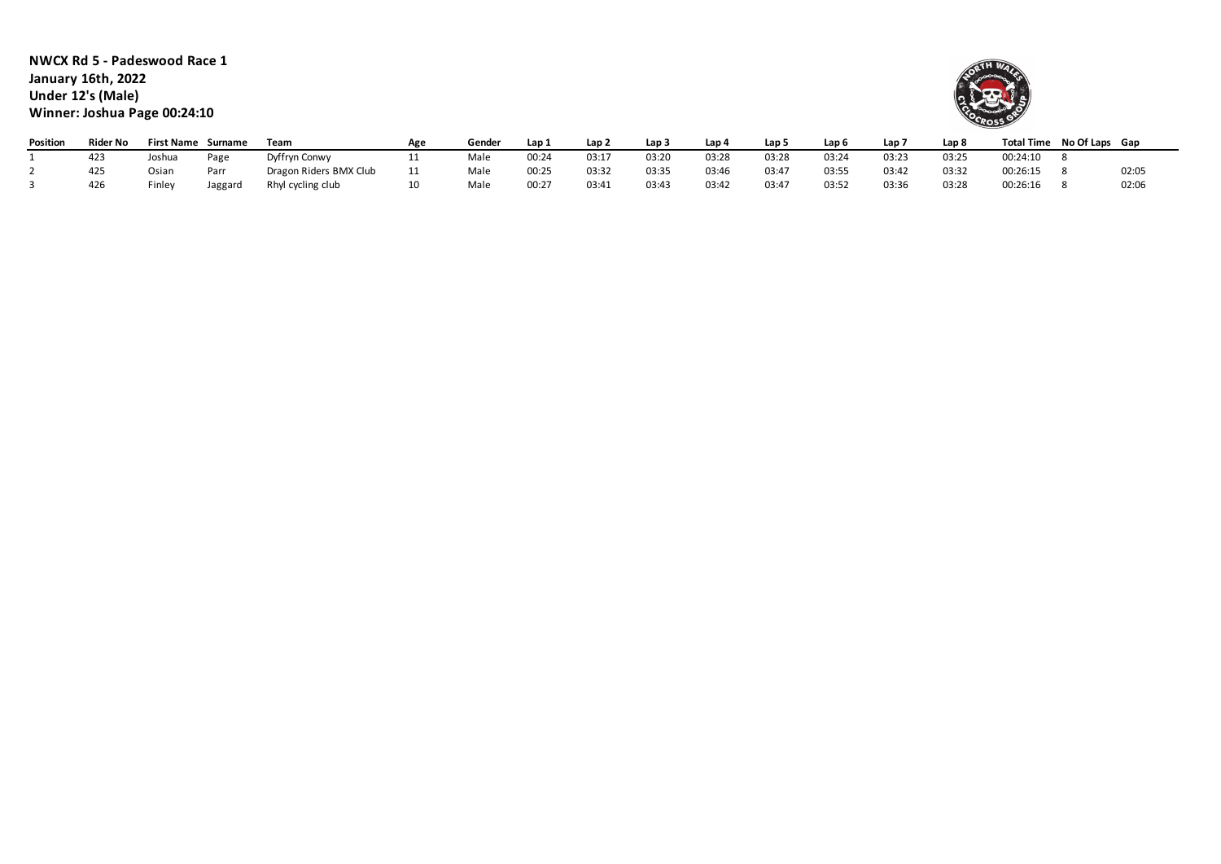**NWCX Rd 5 - Padeswood Race 1**
**January 16th, 2022**
**Under 12's (Male)**
**Winner: Joshua Page 00:24:10**

| Position | Rider No | First Name | Surname | Team | Age | Gender | Lap 1 | Lap 2 | Lap 3 | Lap 4 | Lap 5 | Lap 6 | Lap 7 | Lap 8 | Total Time | No Of Laps | Gap |
|---|---|---|---|---|---|---|---|---|---|---|---|---|---|---|---|---|---|
| 1 | 423 | Joshua | Page | Dyffryn Conwy | 11 | Male | 00:24 | 03:17 | 03:20 | 03:28 | 03:28 | 03:24 | 03:23 | 03:25 | 00:24:10 | 8 | |
| 2 | 425 | Osian | Parr | Dragon Riders BMX Club | 11 | Male | 00:25 | 03:32 | 03:35 | 03:46 | 03:47 | 03:55 | 03:42 | 03:32 | 00:26:15 | 8 | 02:05 |
| 3 | 426 | Finley | Jaggard | Rhyl cycling club | 10 | Male | 00:27 | 03:41 | 03:43 | 03:42 | 03:47 | 03:52 | 03:36 | 03:28 | 00:26:16 | 8 | 02:06 |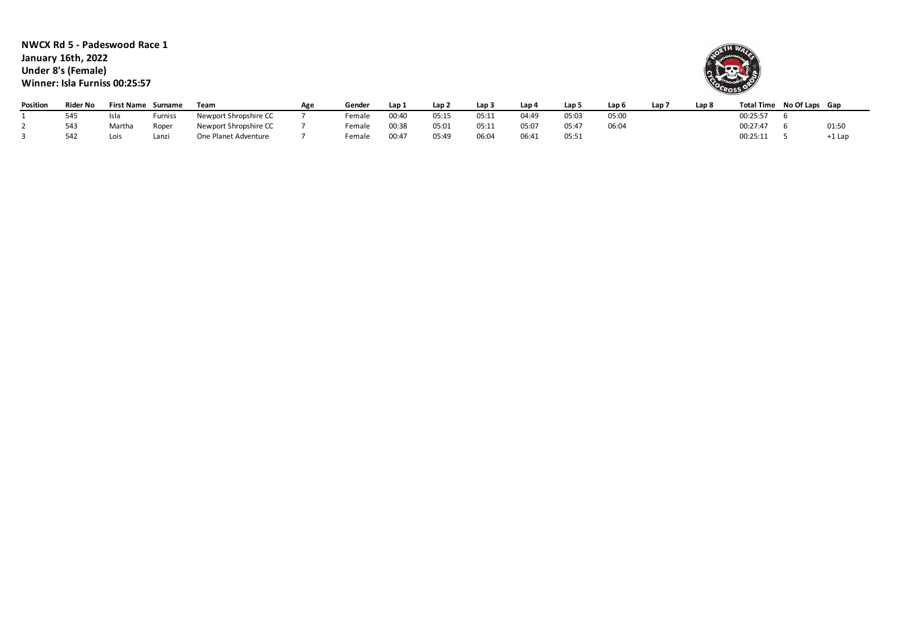**NWCX Rd 5 - Padeswood Race 1**
**January 16th, 2022**
**Under 8's (Female)**
**Winner: Isla Furniss 00:25:57**

| Position | Rider No | First Name | Surname | Team | Age | Gender | Lap 1 | Lap 2 | Lap 3 | Lap 4 | Lap 5 | Lap 6 | Lap 7 | Lap 8 | Total Time | No Of Laps | Gap |
|---|---|---|---|---|---|---|---|---|---|---|---|---|---|---|---|---|---|
| 1 | 545 | Isla | Furniss | Newport Shropshire CC | 7 | Female | 00:40 | 05:15 | 05:11 | 04:49 | 05:03 | 05:00 | | | 00:25:57 | 6 | |
| 2 | 543 | Martha | Roper | Newport Shropshire CC | 7 | Female | 00:38 | 05:01 | 05:11 | 05:07 | 05:47 | 06:04 | | | 00:27:47 | 6 | 01:50 |
| 3 | 542 | Lois | Lanzi | One Planet Adventure | 7 | Female | 00:47 | 05:49 | 06:04 | 06:41 | 05:51 | | | | 00:25:11 | 5 | +1 Lap |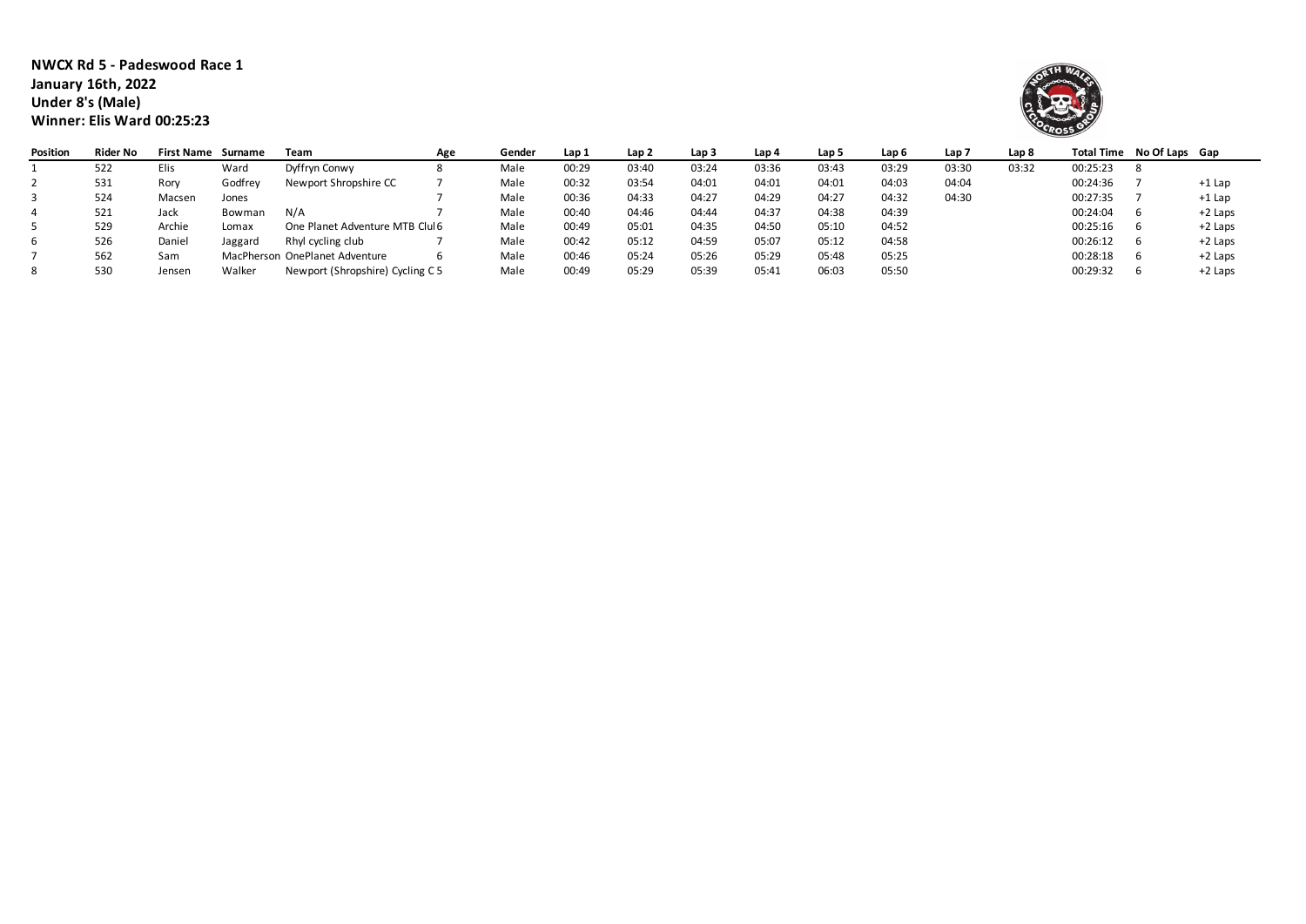**NWCX Rd 5 - Padeswood Race 1**
**January 16th, 2022**
**Under 8's (Male)**
**Winner: Elis Ward 00:25:23**

| Position | Rider No | First Name | Surname | Team | Age | Gender | Lap 1 | Lap 2 | Lap 3 | Lap 4 | Lap 5 | Lap 6 | Lap 7 | Lap 8 | Total Time | No Of Laps | Gap |
|---|---|---|---|---|---|---|---|---|---|---|---|---|---|---|---|---|---|
| 1 | 522 | Elis | Ward | Dyffryn Conwy | 8 | Male | 00:29 | 03:40 | 03:24 | 03:36 | 03:43 | 03:29 | 03:30 | 03:32 | 00:25:23 | 8 | |
| 2 | 531 | Rory | Godfrey | Newport Shropshire CC | 7 | Male | 00:32 | 03:54 | 04:01 | 04:01 | 04:01 | 04:03 | 04:04 | | 00:24:36 | 7 | +1 Lap |
| 3 | 524 | Macsen | Jones | | 7 | Male | 00:36 | 04:33 | 04:27 | 04:29 | 04:27 | 04:32 | 04:30 | | 00:27:35 | 7 | +1 Lap |
| 4 | 521 | Jack | Bowman | N/A | 7 | Male | 00:40 | 04:46 | 04:44 | 04:37 | 04:38 | 04:39 | | | 00:24:04 | 6 | +2 Laps |
| 5 | 529 | Archie | Lomax | One Planet Adventure MTB Clul | 6 | Male | 00:49 | 05:01 | 04:35 | 04:50 | 05:10 | 04:52 | | | 00:25:16 | 6 | +2 Laps |
| 6 | 526 | Daniel | Jaggard | Rhyl cycling club | 7 | Male | 00:42 | 05:12 | 04:59 | 05:07 | 05:12 | 04:58 | | | 00:26:12 | 6 | +2 Laps |
| 7 | 562 | Sam | MacPherson | OnePlanet Adventure | 6 | Male | 00:46 | 05:24 | 05:26 | 05:29 | 05:48 | 05:25 | | | 00:28:18 | 6 | +2 Laps |
| 8 | 530 | Jensen | Walker | Newport (Shropshire) Cycling C | 5 | Male | 00:49 | 05:29 | 05:39 | 05:41 | 06:03 | 05:50 | | | 00:29:32 | 6 | +2 Laps |